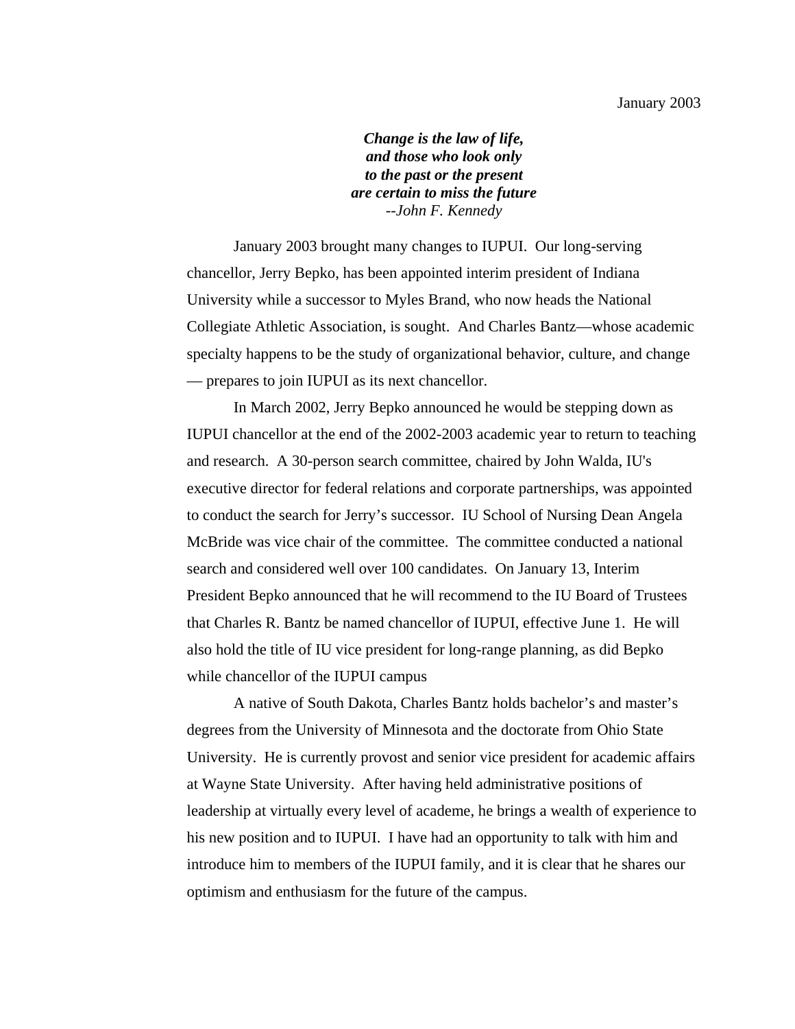January 2003

***Change is the law of life,***
***and those who look only***
***to the past or the present***
***are certain to miss the future***
*--John F. Kennedy*

January 2003 brought many changes to IUPUI. Our long-serving chancellor, Jerry Bepko, has been appointed interim president of Indiana University while a successor to Myles Brand, who now heads the National Collegiate Athletic Association, is sought. And Charles Bantz—whose academic specialty happens to be the study of organizational behavior, culture, and change — prepares to join IUPUI as its next chancellor.

In March 2002, Jerry Bepko announced he would be stepping down as IUPUI chancellor at the end of the 2002-2003 academic year to return to teaching and research. A 30-person search committee, chaired by John Walda, IU's executive director for federal relations and corporate partnerships, was appointed to conduct the search for Jerry's successor. IU School of Nursing Dean Angela McBride was vice chair of the committee. The committee conducted a national search and considered well over 100 candidates. On January 13, Interim President Bepko announced that he will recommend to the IU Board of Trustees that Charles R. Bantz be named chancellor of IUPUI, effective June 1. He will also hold the title of IU vice president for long-range planning, as did Bepko while chancellor of the IUPUI campus

A native of South Dakota, Charles Bantz holds bachelor's and master's degrees from the University of Minnesota and the doctorate from Ohio State University. He is currently provost and senior vice president for academic affairs at Wayne State University. After having held administrative positions of leadership at virtually every level of academe, he brings a wealth of experience to his new position and to IUPUI. I have had an opportunity to talk with him and introduce him to members of the IUPUI family, and it is clear that he shares our optimism and enthusiasm for the future of the campus.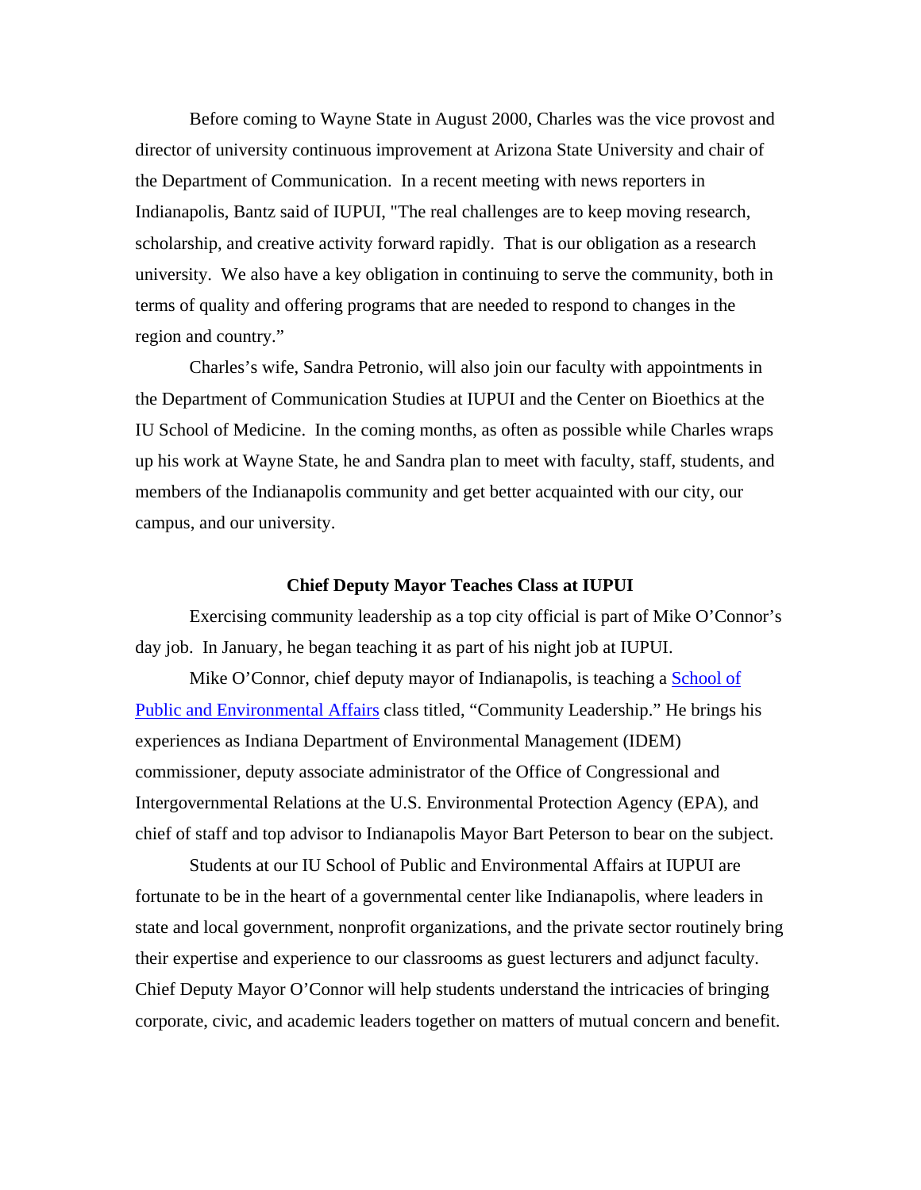Before coming to Wayne State in August 2000, Charles was the vice provost and director of university continuous improvement at Arizona State University and chair of the Department of Communication. In a recent meeting with news reporters in Indianapolis, Bantz said of IUPUI, "The real challenges are to keep moving research, scholarship, and creative activity forward rapidly. That is our obligation as a research university. We also have a key obligation in continuing to serve the community, both in terms of quality and offering programs that are needed to respond to changes in the region and country."

Charles's wife, Sandra Petronio, will also join our faculty with appointments in the Department of Communication Studies at IUPUI and the Center on Bioethics at the IU School of Medicine. In the coming months, as often as possible while Charles wraps up his work at Wayne State, he and Sandra plan to meet with faculty, staff, students, and members of the Indianapolis community and get better acquainted with our city, our campus, and our university.

### Chief Deputy Mayor Teaches Class at IUPUI

Exercising community leadership as a top city official is part of Mike O'Connor's day job. In January, he began teaching it as part of his night job at IUPUI.

Mike O'Connor, chief deputy mayor of Indianapolis, is teaching a School of Public and Environmental Affairs class titled, "Community Leadership." He brings his experiences as Indiana Department of Environmental Management (IDEM) commissioner, deputy associate administrator of the Office of Congressional and Intergovernmental Relations at the U.S. Environmental Protection Agency (EPA), and chief of staff and top advisor to Indianapolis Mayor Bart Peterson to bear on the subject.

Students at our IU School of Public and Environmental Affairs at IUPUI are fortunate to be in the heart of a governmental center like Indianapolis, where leaders in state and local government, nonprofit organizations, and the private sector routinely bring their expertise and experience to our classrooms as guest lecturers and adjunct faculty. Chief Deputy Mayor O'Connor will help students understand the intricacies of bringing corporate, civic, and academic leaders together on matters of mutual concern and benefit.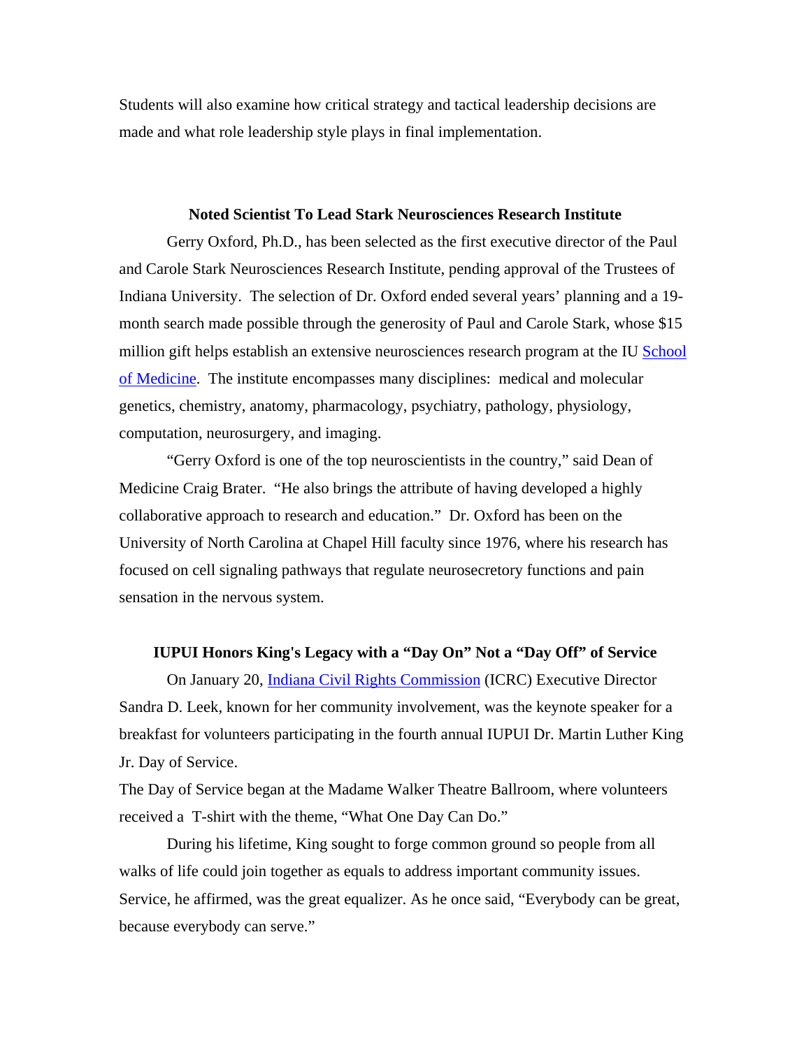Students will also examine how critical strategy and tactical leadership decisions are made and what role leadership style plays in final implementation.

**Noted Scientist To Lead Stark Neurosciences Research Institute**

Gerry Oxford, Ph.D., has been selected as the first executive director of the Paul and Carole Stark Neurosciences Research Institute, pending approval of the Trustees of Indiana University. The selection of Dr. Oxford ended several years' planning and a 19-month search made possible through the generosity of Paul and Carole Stark, whose $15 million gift helps establish an extensive neurosciences research program at the IU School of Medicine. The institute encompasses many disciplines: medical and molecular genetics, chemistry, anatomy, pharmacology, psychiatry, pathology, physiology, computation, neurosurgery, and imaging.

"Gerry Oxford is one of the top neuroscientists in the country," said Dean of Medicine Craig Brater. "He also brings the attribute of having developed a highly collaborative approach to research and education." Dr. Oxford has been on the University of North Carolina at Chapel Hill faculty since 1976, where his research has focused on cell signaling pathways that regulate neurosecretory functions and pain sensation in the nervous system.

**IUPUI Honors King's Legacy with a "Day On" Not a "Day Off" of Service**

On January 20, Indiana Civil Rights Commission (ICRC) Executive Director Sandra D. Leek, known for her community involvement, was the keynote speaker for a breakfast for volunteers participating in the fourth annual IUPUI Dr. Martin Luther King Jr. Day of Service.

The Day of Service began at the Madame Walker Theatre Ballroom, where volunteers received a T-shirt with the theme, "What One Day Can Do."

During his lifetime, King sought to forge common ground so people from all walks of life could join together as equals to address important community issues. Service, he affirmed, was the great equalizer. As he once said, "Everybody can be great, because everybody can serve."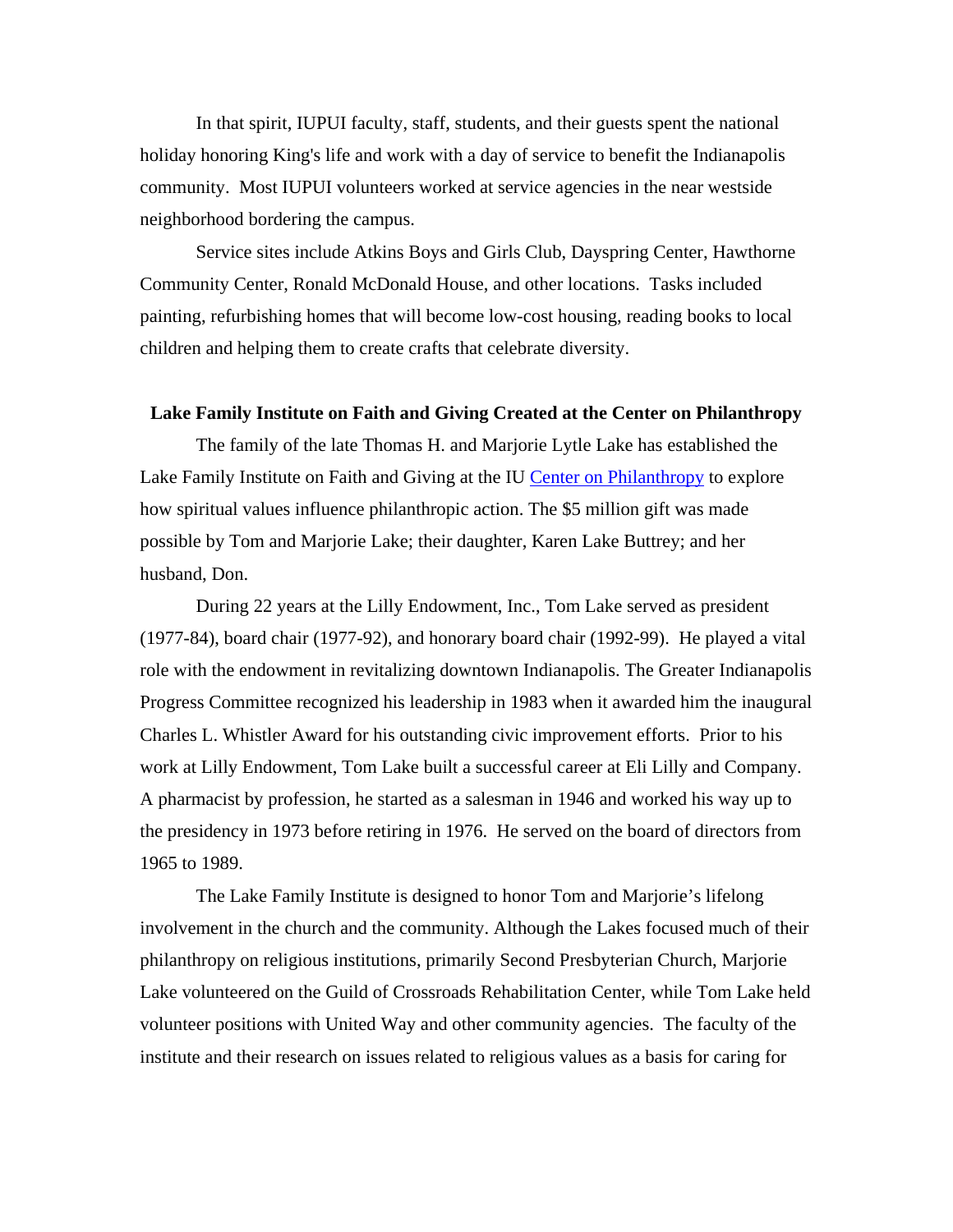In that spirit, IUPUI faculty, staff, students, and their guests spent the national holiday honoring King's life and work with a day of service to benefit the Indianapolis community. Most IUPUI volunteers worked at service agencies in the near westside neighborhood bordering the campus.

Service sites include Atkins Boys and Girls Club, Dayspring Center, Hawthorne Community Center, Ronald McDonald House, and other locations. Tasks included painting, refurbishing homes that will become low-cost housing, reading books to local children and helping them to create crafts that celebrate diversity.

**Lake Family Institute on Faith and Giving Created at the Center on Philanthropy**

The family of the late Thomas H. and Marjorie Lytle Lake has established the Lake Family Institute on Faith and Giving at the IU Center on Philanthropy to explore how spiritual values influence philanthropic action. The $5 million gift was made possible by Tom and Marjorie Lake; their daughter, Karen Lake Buttrey; and her husband, Don.

During 22 years at the Lilly Endowment, Inc., Tom Lake served as president (1977-84), board chair (1977-92), and honorary board chair (1992-99). He played a vital role with the endowment in revitalizing downtown Indianapolis. The Greater Indianapolis Progress Committee recognized his leadership in 1983 when it awarded him the inaugural Charles L. Whistler Award for his outstanding civic improvement efforts. Prior to his work at Lilly Endowment, Tom Lake built a successful career at Eli Lilly and Company. A pharmacist by profession, he started as a salesman in 1946 and worked his way up to the presidency in 1973 before retiring in 1976. He served on the board of directors from 1965 to 1989.

The Lake Family Institute is designed to honor Tom and Marjorie's lifelong involvement in the church and the community. Although the Lakes focused much of their philanthropy on religious institutions, primarily Second Presbyterian Church, Marjorie Lake volunteered on the Guild of Crossroads Rehabilitation Center, while Tom Lake held volunteer positions with United Way and other community agencies. The faculty of the institute and their research on issues related to religious values as a basis for caring for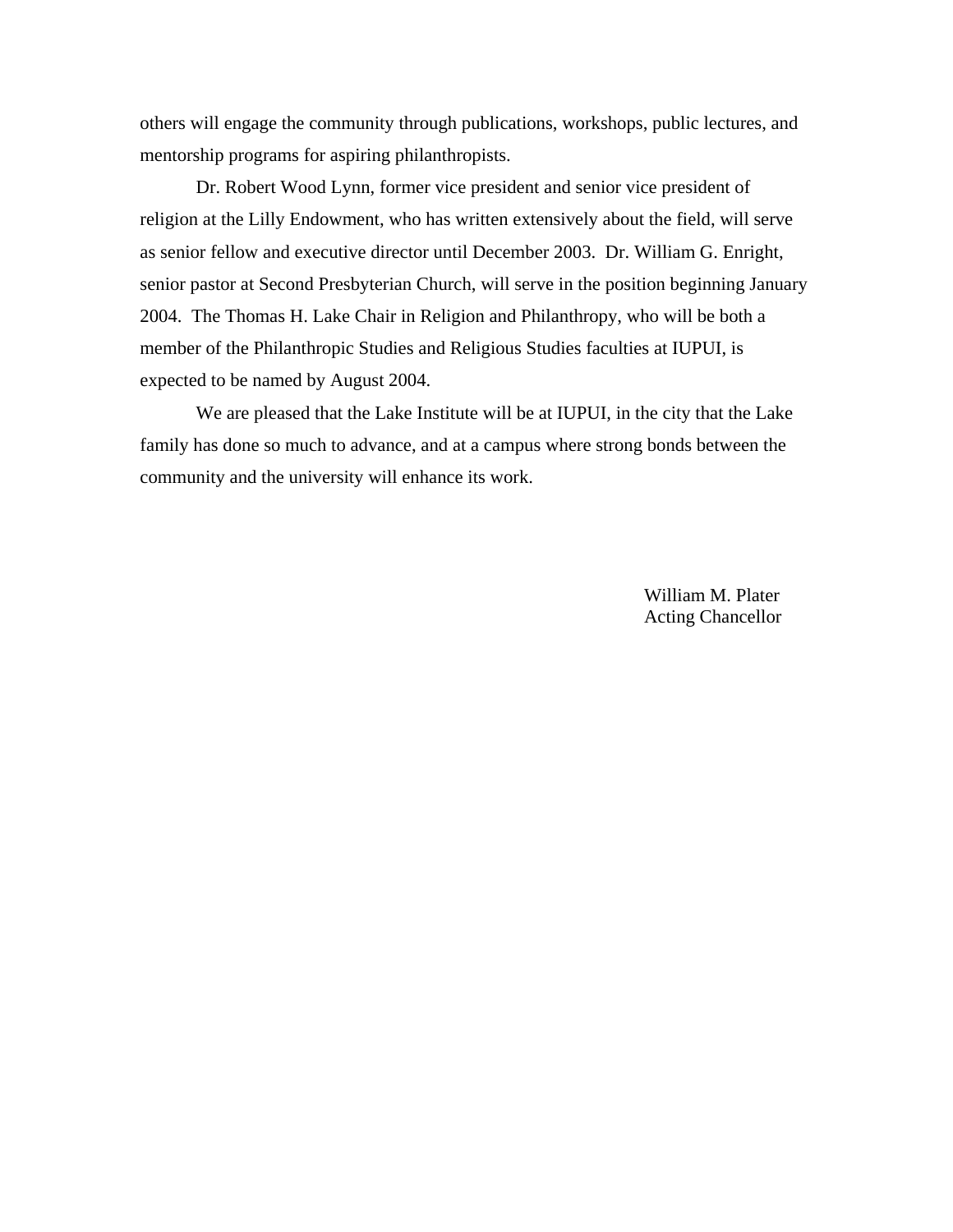others will engage the community through publications, workshops, public lectures, and mentorship programs for aspiring philanthropists.

Dr. Robert Wood Lynn, former vice president and senior vice president of religion at the Lilly Endowment, who has written extensively about the field, will serve as senior fellow and executive director until December 2003. Dr. William G. Enright, senior pastor at Second Presbyterian Church, will serve in the position beginning January 2004. The Thomas H. Lake Chair in Religion and Philanthropy, who will be both a member of the Philanthropic Studies and Religious Studies faculties at IUPUI, is expected to be named by August 2004.

We are pleased that the Lake Institute will be at IUPUI, in the city that the Lake family has done so much to advance, and at a campus where strong bonds between the community and the university will enhance its work.

William M. Plater  
Acting Chancellor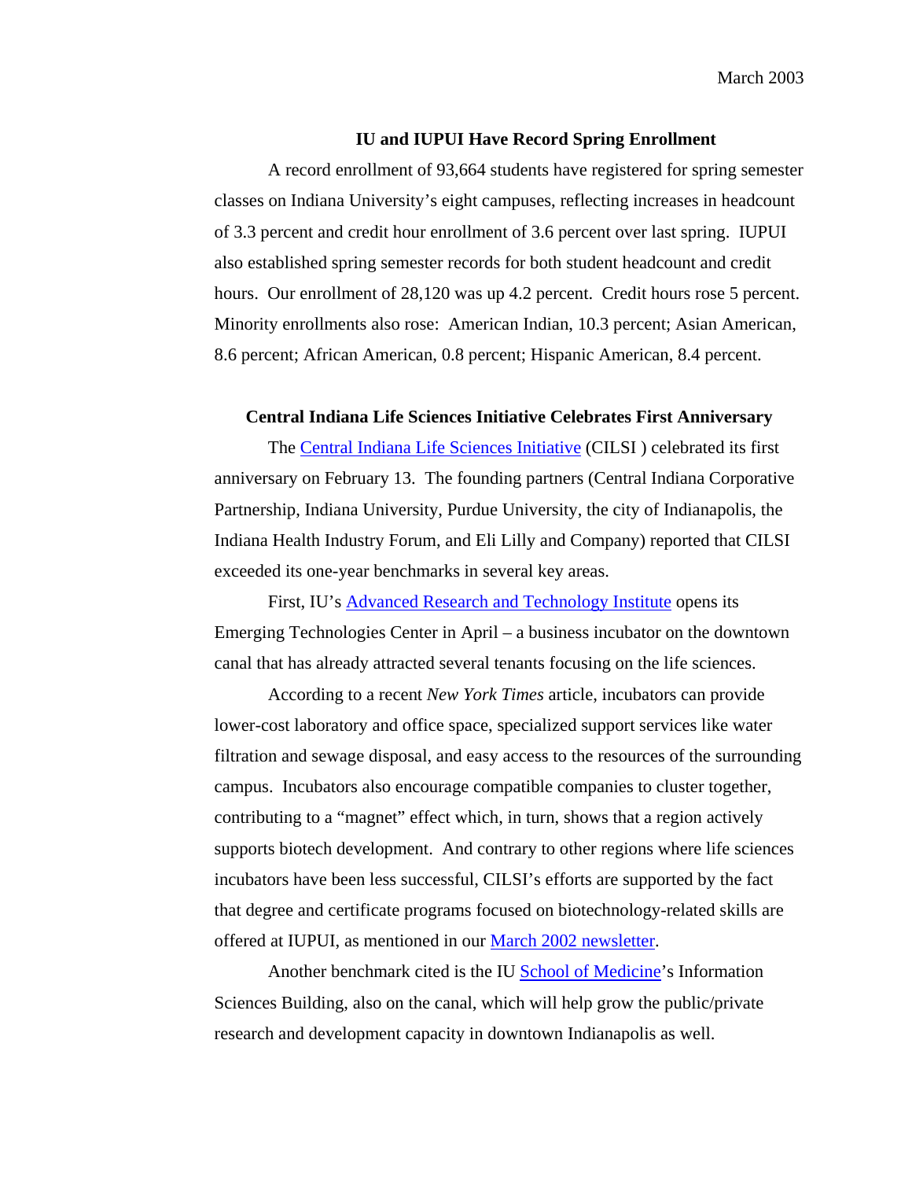March 2003

## IU and IUPUI Have Record Spring Enrollment

A record enrollment of 93,664 students have registered for spring semester classes on Indiana University's eight campuses, reflecting increases in headcount of 3.3 percent and credit hour enrollment of 3.6 percent over last spring. IUPUI also established spring semester records for both student headcount and credit hours. Our enrollment of 28,120 was up 4.2 percent. Credit hours rose 5 percent. Minority enrollments also rose: American Indian, 10.3 percent; Asian American, 8.6 percent; African American, 0.8 percent; Hispanic American, 8.4 percent.

## Central Indiana Life Sciences Initiative Celebrates First Anniversary

The Central Indiana Life Sciences Initiative (CILSI ) celebrated its first anniversary on February 13. The founding partners (Central Indiana Corporative Partnership, Indiana University, Purdue University, the city of Indianapolis, the Indiana Health Industry Forum, and Eli Lilly and Company) reported that CILSI exceeded its one-year benchmarks in several key areas.

First, IU's Advanced Research and Technology Institute opens its Emerging Technologies Center in April – a business incubator on the downtown canal that has already attracted several tenants focusing on the life sciences.

According to a recent *New York Times* article, incubators can provide lower-cost laboratory and office space, specialized support services like water filtration and sewage disposal, and easy access to the resources of the surrounding campus. Incubators also encourage compatible companies to cluster together, contributing to a "magnet" effect which, in turn, shows that a region actively supports biotech development. And contrary to other regions where life sciences incubators have been less successful, CILSI's efforts are supported by the fact that degree and certificate programs focused on biotechnology-related skills are offered at IUPUI, as mentioned in our March 2002 newsletter.

Another benchmark cited is the IU School of Medicine's Information Sciences Building, also on the canal, which will help grow the public/private research and development capacity in downtown Indianapolis as well.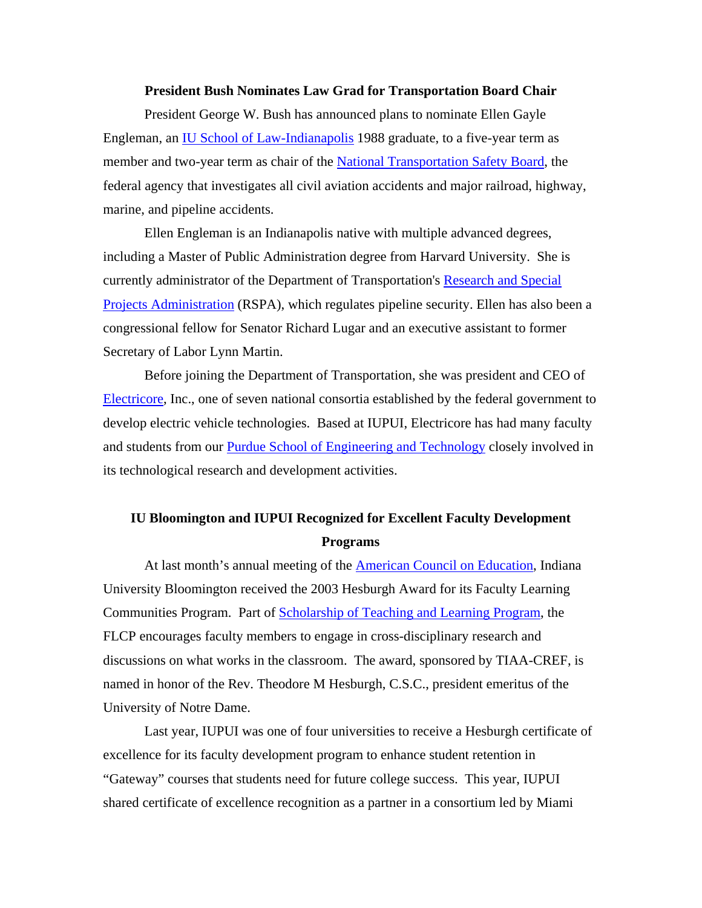**President Bush Nominates Law Grad for Transportation Board Chair**

President George W. Bush has announced plans to nominate Ellen Gayle Engleman, an IU School of Law-Indianapolis 1988 graduate, to a five-year term as member and two-year term as chair of the National Transportation Safety Board, the federal agency that investigates all civil aviation accidents and major railroad, highway, marine, and pipeline accidents.

Ellen Engleman is an Indianapolis native with multiple advanced degrees, including a Master of Public Administration degree from Harvard University. She is currently administrator of the Department of Transportation's Research and Special Projects Administration (RSPA), which regulates pipeline security. Ellen has also been a congressional fellow for Senator Richard Lugar and an executive assistant to former Secretary of Labor Lynn Martin.

Before joining the Department of Transportation, she was president and CEO of Electricore, Inc., one of seven national consortia established by the federal government to develop electric vehicle technologies. Based at IUPUI, Electricore has had many faculty and students from our Purdue School of Engineering and Technology closely involved in its technological research and development activities.

**IU Bloomington and IUPUI Recognized for Excellent Faculty Development Programs**

At last month's annual meeting of the American Council on Education, Indiana University Bloomington received the 2003 Hesburgh Award for its Faculty Learning Communities Program. Part of Scholarship of Teaching and Learning Program, the FLCP encourages faculty members to engage in cross-disciplinary research and discussions on what works in the classroom. The award, sponsored by TIAA-CREF, is named in honor of the Rev. Theodore M Hesburgh, C.S.C., president emeritus of the University of Notre Dame.

Last year, IUPUI was one of four universities to receive a Hesburgh certificate of excellence for its faculty development program to enhance student retention in "Gateway" courses that students need for future college success. This year, IUPUI shared certificate of excellence recognition as a partner in a consortium led by Miami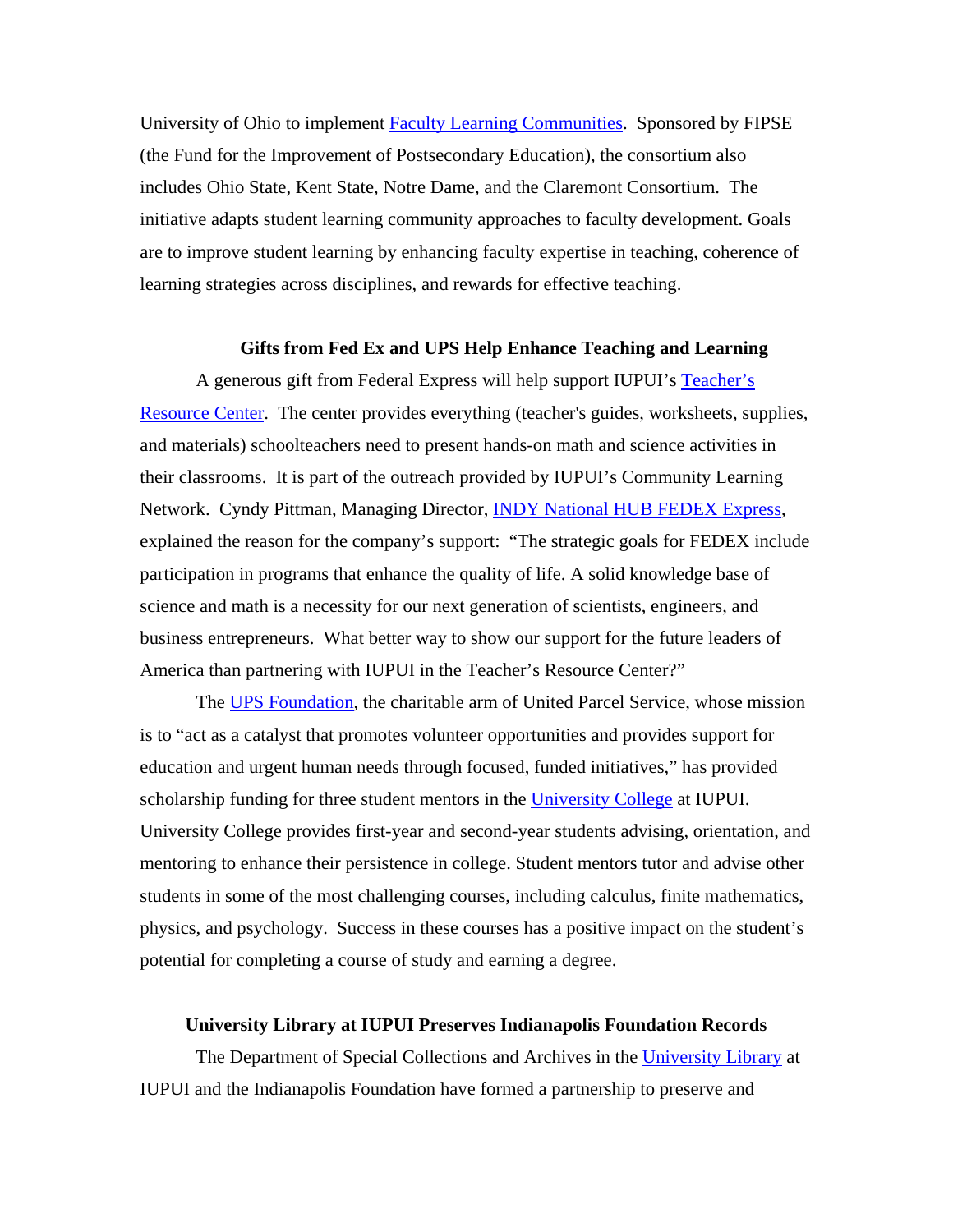University of Ohio to implement Faculty Learning Communities. Sponsored by FIPSE (the Fund for the Improvement of Postsecondary Education), the consortium also includes Ohio State, Kent State, Notre Dame, and the Claremont Consortium. The initiative adapts student learning community approaches to faculty development. Goals are to improve student learning by enhancing faculty expertise in teaching, coherence of learning strategies across disciplines, and rewards for effective teaching.

**Gifts from Fed Ex and UPS Help Enhance Teaching and Learning**

A generous gift from Federal Express will help support IUPUI's Teacher's Resource Center. The center provides everything (teacher's guides, worksheets, supplies, and materials) schoolteachers need to present hands-on math and science activities in their classrooms. It is part of the outreach provided by IUPUI's Community Learning Network. Cyndy Pittman, Managing Director, INDY National HUB FEDEX Express, explained the reason for the company's support: "The strategic goals for FEDEX include participation in programs that enhance the quality of life. A solid knowledge base of science and math is a necessity for our next generation of scientists, engineers, and business entrepreneurs. What better way to show our support for the future leaders of America than partnering with IUPUI in the Teacher's Resource Center?"

The UPS Foundation, the charitable arm of United Parcel Service, whose mission is to "act as a catalyst that promotes volunteer opportunities and provides support for education and urgent human needs through focused, funded initiatives," has provided scholarship funding for three student mentors in the University College at IUPUI. University College provides first-year and second-year students advising, orientation, and mentoring to enhance their persistence in college. Student mentors tutor and advise other students in some of the most challenging courses, including calculus, finite mathematics, physics, and psychology. Success in these courses has a positive impact on the student's potential for completing a course of study and earning a degree.

**University Library at IUPUI Preserves Indianapolis Foundation Records**

The Department of Special Collections and Archives in the University Library at IUPUI and the Indianapolis Foundation have formed a partnership to preserve and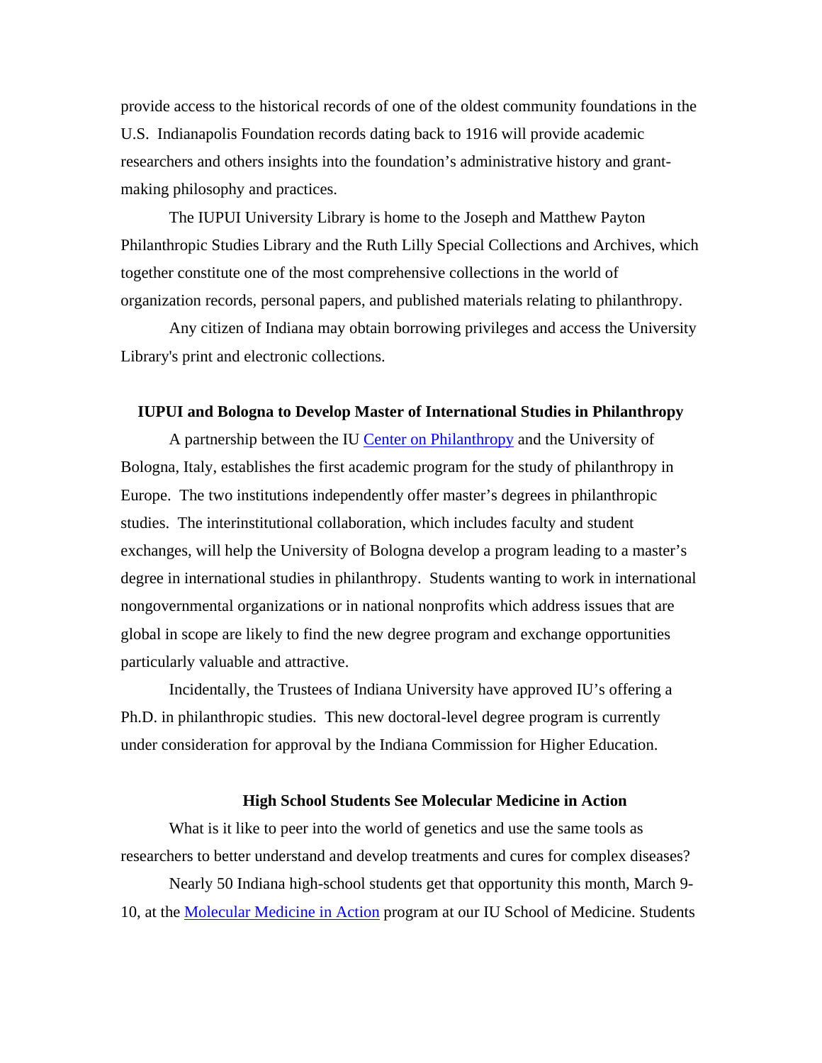provide access to the historical records of one of the oldest community foundations in the U.S. Indianapolis Foundation records dating back to 1916 will provide academic researchers and others insights into the foundation's administrative history and grant-making philosophy and practices.

The IUPUI University Library is home to the Joseph and Matthew Payton Philanthropic Studies Library and the Ruth Lilly Special Collections and Archives, which together constitute one of the most comprehensive collections in the world of organization records, personal papers, and published materials relating to philanthropy.

Any citizen of Indiana may obtain borrowing privileges and access the University Library's print and electronic collections.

### IUPUI and Bologna to Develop Master of International Studies in Philanthropy

A partnership between the IU Center on Philanthropy and the University of Bologna, Italy, establishes the first academic program for the study of philanthropy in Europe. The two institutions independently offer master's degrees in philanthropic studies. The interinstitutional collaboration, which includes faculty and student exchanges, will help the University of Bologna develop a program leading to a master's degree in international studies in philanthropy. Students wanting to work in international nongovernmental organizations or in national nonprofits which address issues that are global in scope are likely to find the new degree program and exchange opportunities particularly valuable and attractive.

Incidentally, the Trustees of Indiana University have approved IU's offering a Ph.D. in philanthropic studies. This new doctoral-level degree program is currently under consideration for approval by the Indiana Commission for Higher Education.

### High School Students See Molecular Medicine in Action

What is it like to peer into the world of genetics and use the same tools as researchers to better understand and develop treatments and cures for complex diseases?

Nearly 50 Indiana high-school students get that opportunity this month, March 9-10, at the Molecular Medicine in Action program at our IU School of Medicine. Students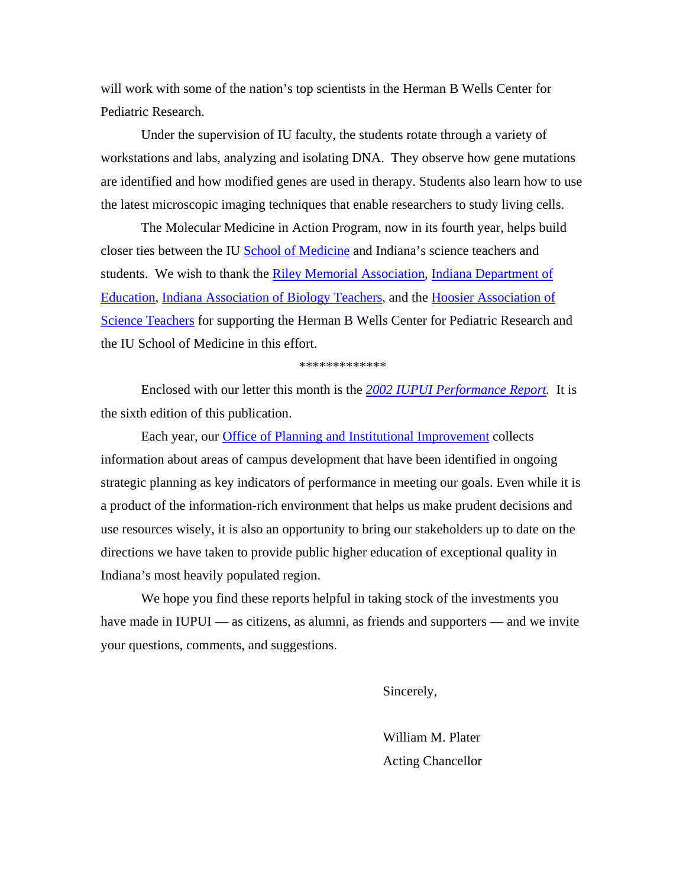will work with some of the nation's top scientists in the Herman B Wells Center for Pediatric Research.

Under the supervision of IU faculty, the students rotate through a variety of workstations and labs, analyzing and isolating DNA. They observe how gene mutations are identified and how modified genes are used in therapy. Students also learn how to use the latest microscopic imaging techniques that enable researchers to study living cells.

The Molecular Medicine in Action Program, now in its fourth year, helps build closer ties between the IU School of Medicine and Indiana's science teachers and students. We wish to thank the Riley Memorial Association, Indiana Department of Education, Indiana Association of Biology Teachers, and the Hoosier Association of Science Teachers for supporting the Herman B Wells Center for Pediatric Research and the IU School of Medicine in this effort.

*************

Enclosed with our letter this month is the *2002 IUPUI Performance Report.* It is the sixth edition of this publication.

Each year, our Office of Planning and Institutional Improvement collects information about areas of campus development that have been identified in ongoing strategic planning as key indicators of performance in meeting our goals. Even while it is a product of the information-rich environment that helps us make prudent decisions and use resources wisely, it is also an opportunity to bring our stakeholders up to date on the directions we have taken to provide public higher education of exceptional quality in Indiana's most heavily populated region.

We hope you find these reports helpful in taking stock of the investments you have made in IUPUI — as citizens, as alumni, as friends and supporters — and we invite your questions, comments, and suggestions.

Sincerely,

William M. Plater
Acting Chancellor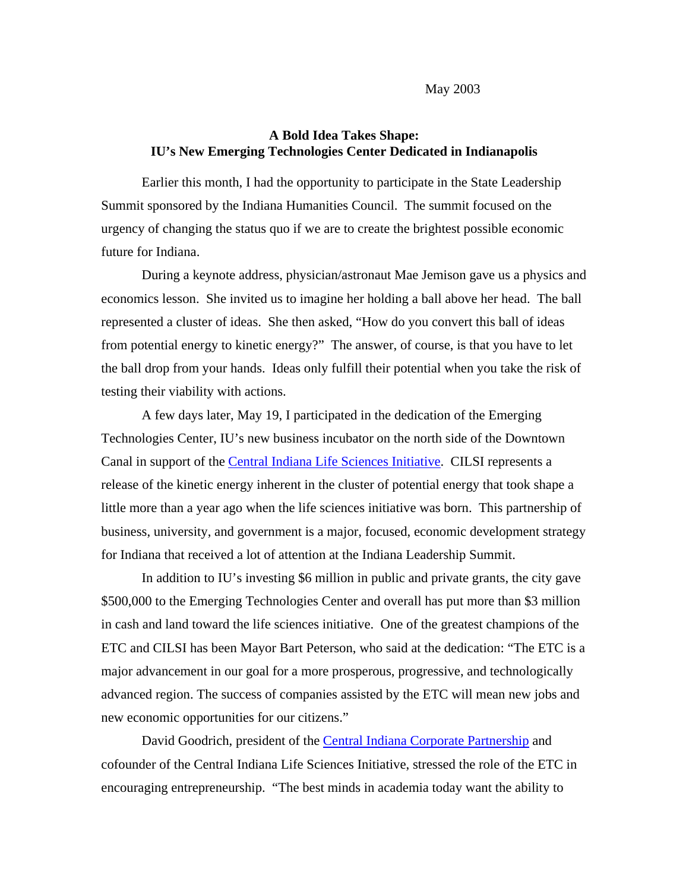May 2003

**A Bold Idea Takes Shape:**
**IU's New Emerging Technologies Center Dedicated in Indianapolis**

Earlier this month, I had the opportunity to participate in the State Leadership Summit sponsored by the Indiana Humanities Council. The summit focused on the urgency of changing the status quo if we are to create the brightest possible economic future for Indiana.

During a keynote address, physician/astronaut Mae Jemison gave us a physics and economics lesson. She invited us to imagine her holding a ball above her head. The ball represented a cluster of ideas. She then asked, "How do you convert this ball of ideas from potential energy to kinetic energy?" The answer, of course, is that you have to let the ball drop from your hands. Ideas only fulfill their potential when you take the risk of testing their viability with actions.

A few days later, May 19, I participated in the dedication of the Emerging Technologies Center, IU's new business incubator on the north side of the Downtown Canal in support of the Central Indiana Life Sciences Initiative. CILSI represents a release of the kinetic energy inherent in the cluster of potential energy that took shape a little more than a year ago when the life sciences initiative was born. This partnership of business, university, and government is a major, focused, economic development strategy for Indiana that received a lot of attention at the Indiana Leadership Summit.

In addition to IU's investing $6 million in public and private grants, the city gave $500,000 to the Emerging Technologies Center and overall has put more than $3 million in cash and land toward the life sciences initiative. One of the greatest champions of the ETC and CILSI has been Mayor Bart Peterson, who said at the dedication: "The ETC is a major advancement in our goal for a more prosperous, progressive, and technologically advanced region. The success of companies assisted by the ETC will mean new jobs and new economic opportunities for our citizens."

David Goodrich, president of the Central Indiana Corporate Partnership and cofounder of the Central Indiana Life Sciences Initiative, stressed the role of the ETC in encouraging entrepreneurship. "The best minds in academia today want the ability to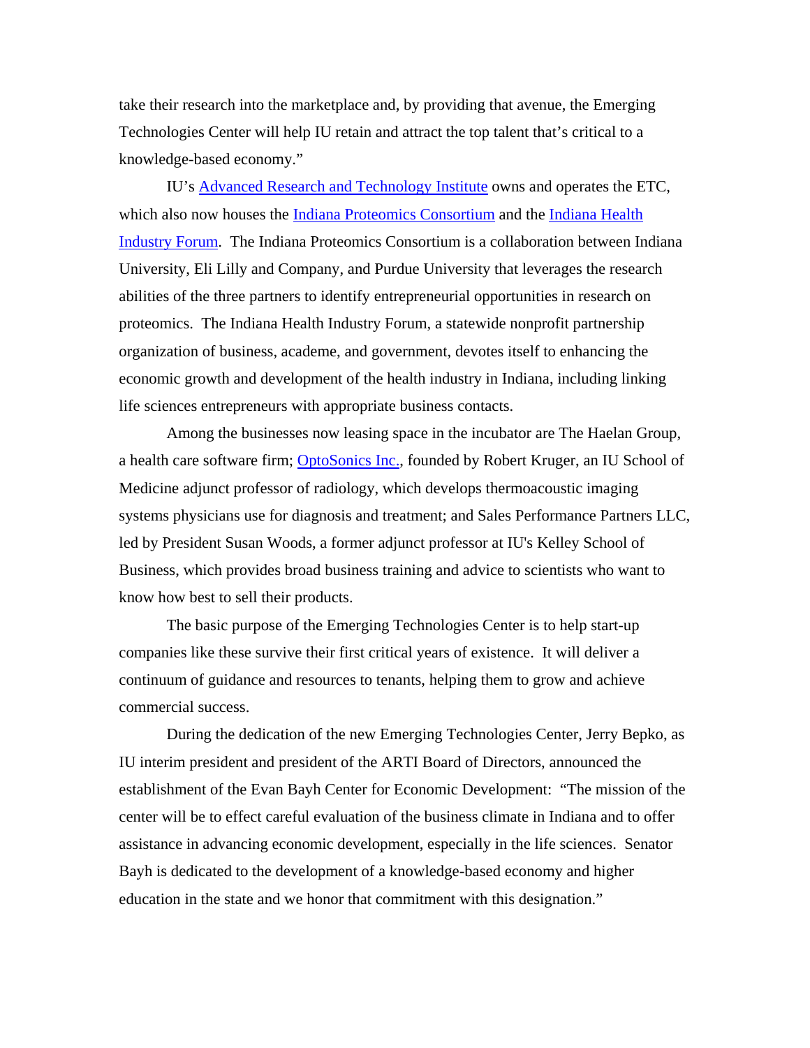take their research into the marketplace and, by providing that avenue, the Emerging Technologies Center will help IU retain and attract the top talent that's critical to a knowledge-based economy."

IU's [Advanced Research and Technology Institute] owns and operates the ETC, which also now houses the [Indiana Proteomics Consortium] and the [Indiana Health Industry Forum]. The Indiana Proteomics Consortium is a collaboration between Indiana University, Eli Lilly and Company, and Purdue University that leverages the research abilities of the three partners to identify entrepreneurial opportunities in research on proteomics. The Indiana Health Industry Forum, a statewide nonprofit partnership organization of business, academe, and government, devotes itself to enhancing the economic growth and development of the health industry in Indiana, including linking life sciences entrepreneurs with appropriate business contacts.

Among the businesses now leasing space in the incubator are The Haelan Group, a health care software firm; [OptoSonics Inc.], founded by Robert Kruger, an IU School of Medicine adjunct professor of radiology, which develops thermoacoustic imaging systems physicians use for diagnosis and treatment; and Sales Performance Partners LLC, led by President Susan Woods, a former adjunct professor at IU's Kelley School of Business, which provides broad business training and advice to scientists who want to know how best to sell their products.

The basic purpose of the Emerging Technologies Center is to help start-up companies like these survive their first critical years of existence. It will deliver a continuum of guidance and resources to tenants, helping them to grow and achieve commercial success.

During the dedication of the new Emerging Technologies Center, Jerry Bepko, as IU interim president and president of the ARTI Board of Directors, announced the establishment of the Evan Bayh Center for Economic Development: "The mission of the center will be to effect careful evaluation of the business climate in Indiana and to offer assistance in advancing economic development, especially in the life sciences. Senator Bayh is dedicated to the development of a knowledge-based economy and higher education in the state and we honor that commitment with this designation."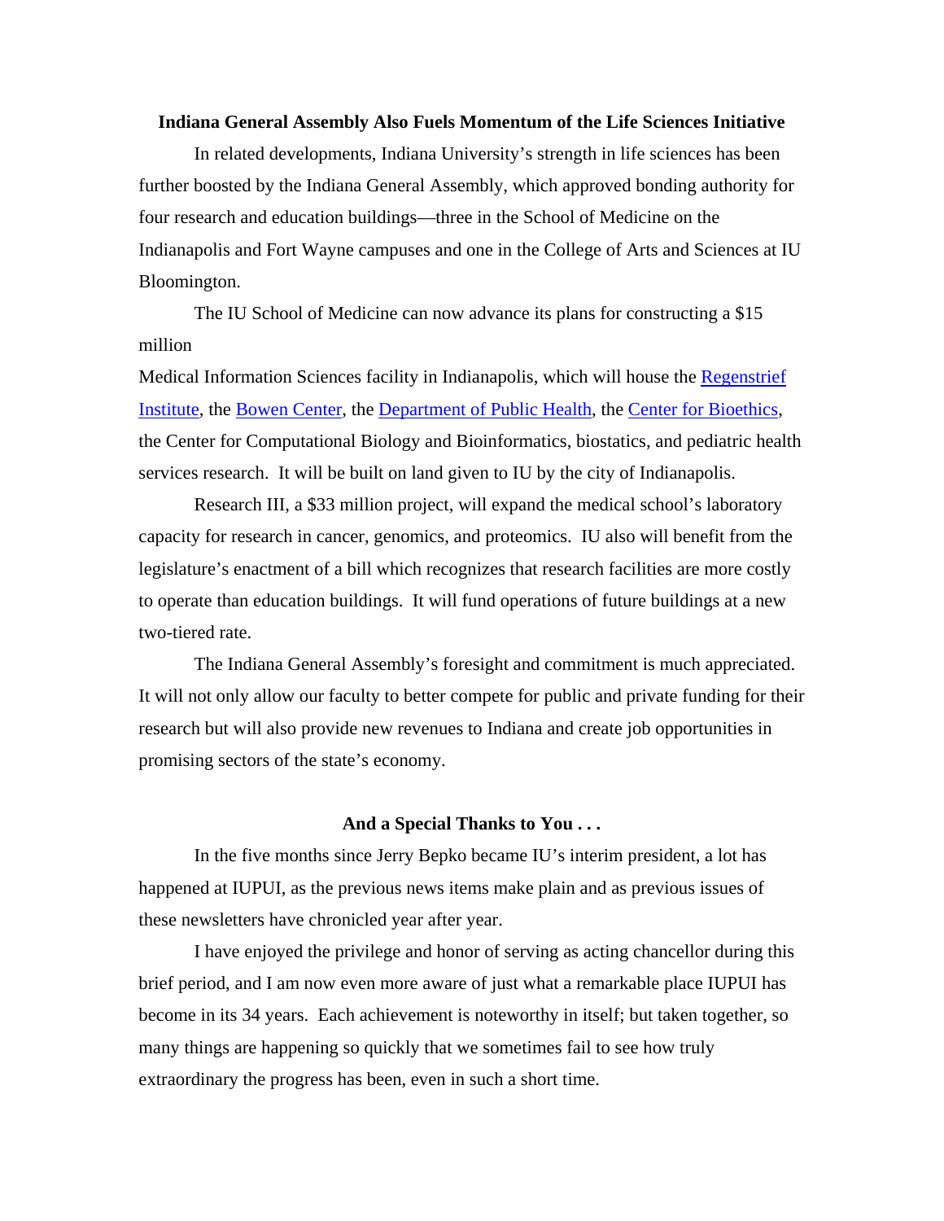**Indiana General Assembly Also Fuels Momentum of the Life Sciences Initiative**

In related developments, Indiana University's strength in life sciences has been further boosted by the Indiana General Assembly, which approved bonding authority for four research and education buildings—three in the School of Medicine on the Indianapolis and Fort Wayne campuses and one in the College of Arts and Sciences at IU Bloomington.

The IU School of Medicine can now advance its plans for constructing a $15 million Medical Information Sciences facility in Indianapolis, which will house the Regenstrief Institute, the Bowen Center, the Department of Public Health, the Center for Bioethics, the Center for Computational Biology and Bioinformatics, biostatics, and pediatric health services research. It will be built on land given to IU by the city of Indianapolis.

Research III, a $33 million project, will expand the medical school's laboratory capacity for research in cancer, genomics, and proteomics. IU also will benefit from the legislature's enactment of a bill which recognizes that research facilities are more costly to operate than education buildings. It will fund operations of future buildings at a new two-tiered rate.

The Indiana General Assembly's foresight and commitment is much appreciated. It will not only allow our faculty to better compete for public and private funding for their research but will also provide new revenues to Indiana and create job opportunities in promising sectors of the state's economy.

**And a Special Thanks to You . . .**

In the five months since Jerry Bepko became IU's interim president, a lot has happened at IUPUI, as the previous news items make plain and as previous issues of these newsletters have chronicled year after year.

I have enjoyed the privilege and honor of serving as acting chancellor during this brief period, and I am now even more aware of just what a remarkable place IUPUI has become in its 34 years. Each achievement is noteworthy in itself; but taken together, so many things are happening so quickly that we sometimes fail to see how truly extraordinary the progress has been, even in such a short time.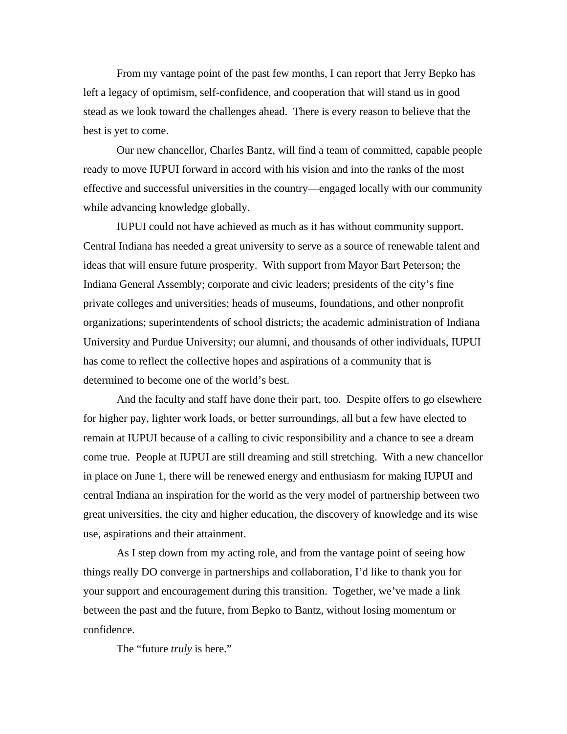From my vantage point of the past few months, I can report that Jerry Bepko has left a legacy of optimism, self-confidence, and cooperation that will stand us in good stead as we look toward the challenges ahead. There is every reason to believe that the best is yet to come.

Our new chancellor, Charles Bantz, will find a team of committed, capable people ready to move IUPUI forward in accord with his vision and into the ranks of the most effective and successful universities in the country—engaged locally with our community while advancing knowledge globally.

IUPUI could not have achieved as much as it has without community support. Central Indiana has needed a great university to serve as a source of renewable talent and ideas that will ensure future prosperity. With support from Mayor Bart Peterson; the Indiana General Assembly; corporate and civic leaders; presidents of the city's fine private colleges and universities; heads of museums, foundations, and other nonprofit organizations; superintendents of school districts; the academic administration of Indiana University and Purdue University; our alumni, and thousands of other individuals, IUPUI has come to reflect the collective hopes and aspirations of a community that is determined to become one of the world's best.

And the faculty and staff have done their part, too. Despite offers to go elsewhere for higher pay, lighter work loads, or better surroundings, all but a few have elected to remain at IUPUI because of a calling to civic responsibility and a chance to see a dream come true. People at IUPUI are still dreaming and still stretching. With a new chancellor in place on June 1, there will be renewed energy and enthusiasm for making IUPUI and central Indiana an inspiration for the world as the very model of partnership between two great universities, the city and higher education, the discovery of knowledge and its wise use, aspirations and their attainment.

As I step down from my acting role, and from the vantage point of seeing how things really DO converge in partnerships and collaboration, I'd like to thank you for your support and encouragement during this transition. Together, we've made a link between the past and the future, from Bepko to Bantz, without losing momentum or confidence.

The "future *truly* is here."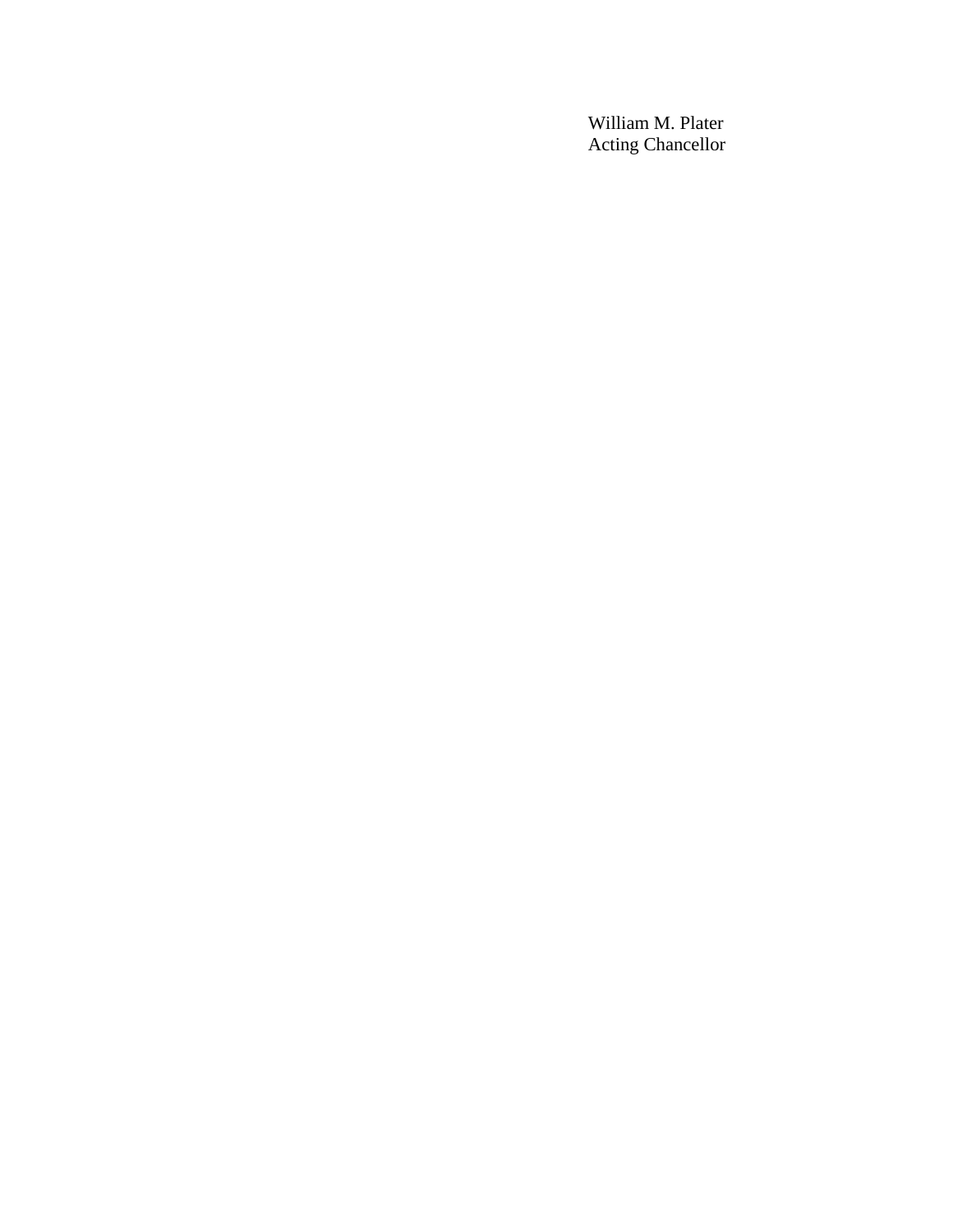William M. Plater  
Acting Chancellor